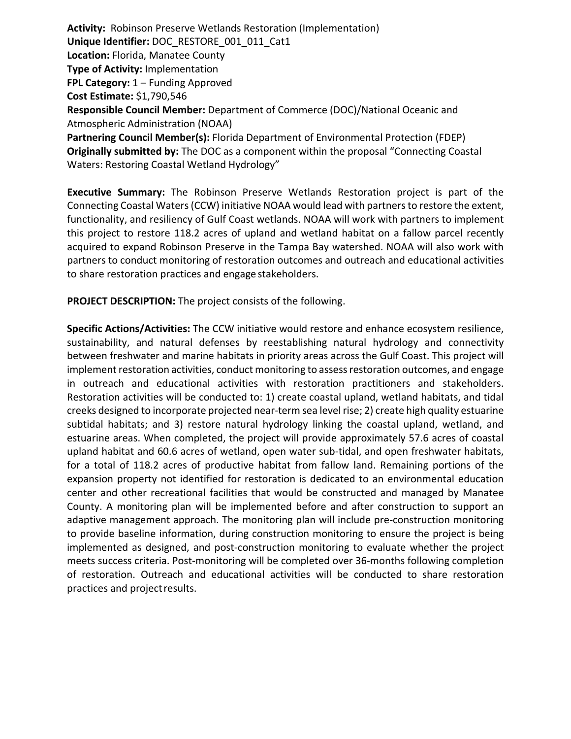**Activity:** Robinson Preserve Wetlands Restoration (Implementation)
**Unique Identifier:** DOC_RESTORE_001_011_Cat1
**Location:** Florida, Manatee County
**Type of Activity:** Implementation
**FPL Category:** 1 – Funding Approved
**Cost Estimate:** $1,790,546
**Responsible Council Member:** Department of Commerce (DOC)/National Oceanic and Atmospheric Administration (NOAA)
**Partnering Council Member(s):** Florida Department of Environmental Protection (FDEP)
**Originally submitted by:** The DOC as a component within the proposal "Connecting Coastal Waters: Restoring Coastal Wetland Hydrology"

**Executive Summary:** The Robinson Preserve Wetlands Restoration project is part of the Connecting Coastal Waters (CCW) initiative NOAA would lead with partners to restore the extent, functionality, and resiliency of Gulf Coast wetlands. NOAA will work with partners to implement this project to restore 118.2 acres of upland and wetland habitat on a fallow parcel recently acquired to expand Robinson Preserve in the Tampa Bay watershed. NOAA will also work with partners to conduct monitoring of restoration outcomes and outreach and educational activities to share restoration practices and engage stakeholders.

**PROJECT DESCRIPTION:** The project consists of the following.

**Specific Actions/Activities:** The CCW initiative would restore and enhance ecosystem resilience, sustainability, and natural defenses by reestablishing natural hydrology and connectivity between freshwater and marine habitats in priority areas across the Gulf Coast. This project will implement restoration activities, conduct monitoring to assess restoration outcomes, and engage in outreach and educational activities with restoration practitioners and stakeholders. Restoration activities will be conducted to: 1) create coastal upland, wetland habitats, and tidal creeks designed to incorporate projected near-term sea level rise; 2) create high quality estuarine subtidal habitats; and 3) restore natural hydrology linking the coastal upland, wetland, and estuarine areas. When completed, the project will provide approximately 57.6 acres of coastal upland habitat and 60.6 acres of wetland, open water sub-tidal, and open freshwater habitats, for a total of 118.2 acres of productive habitat from fallow land. Remaining portions of the expansion property not identified for restoration is dedicated to an environmental education center and other recreational facilities that would be constructed and managed by Manatee County. A monitoring plan will be implemented before and after construction to support an adaptive management approach. The monitoring plan will include pre-construction monitoring to provide baseline information, during construction monitoring to ensure the project is being implemented as designed, and post-construction monitoring to evaluate whether the project meets success criteria. Post-monitoring will be completed over 36-months following completion of restoration. Outreach and educational activities will be conducted to share restoration practices and project results.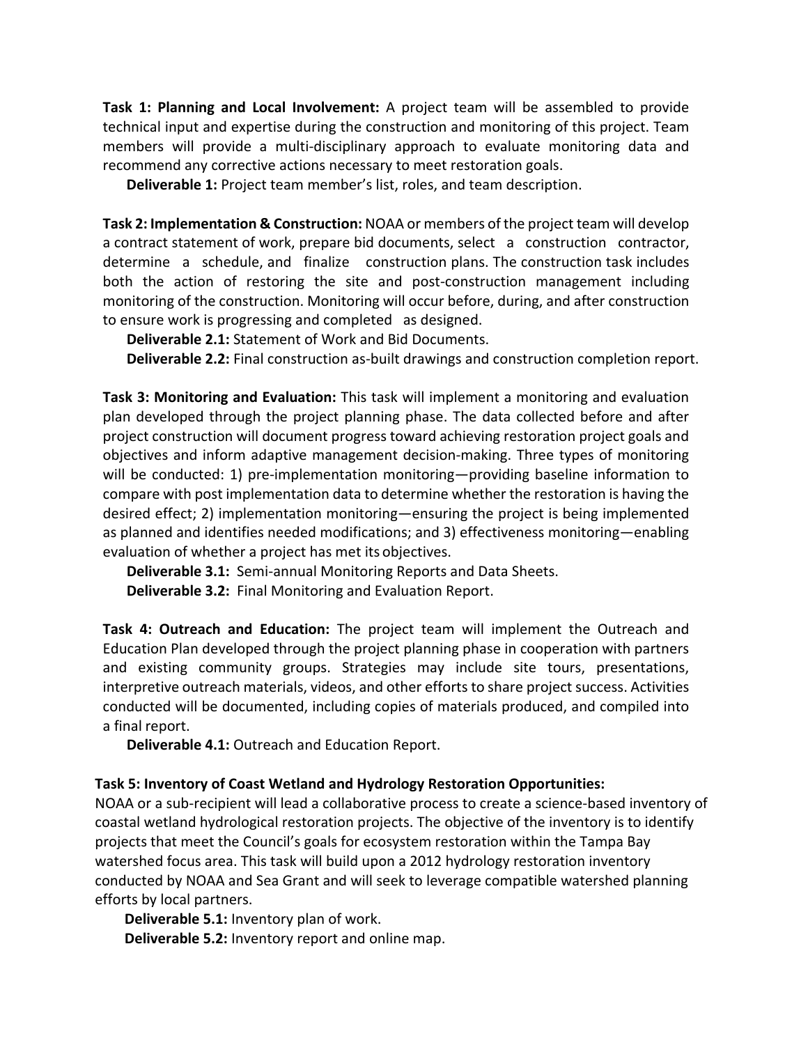**Task 1: Planning and Local Involvement:** A project team will be assembled to provide technical input and expertise during the construction and monitoring of this project. Team members will provide a multi-disciplinary approach to evaluate monitoring data and recommend any corrective actions necessary to meet restoration goals.

**Deliverable 1:** Project team member's list, roles, and team description.

**Task 2: Implementation & Construction:** NOAA or members of the project team will develop a contract statement of work, prepare bid documents, select a construction contractor, determine a schedule, and finalize construction plans. The construction task includes both the action of restoring the site and post-construction management including monitoring of the construction. Monitoring will occur before, during, and after construction to ensure work is progressing and completed as designed.

**Deliverable 2.1:** Statement of Work and Bid Documents.

**Deliverable 2.2:** Final construction as-built drawings and construction completion report.

**Task 3: Monitoring and Evaluation:** This task will implement a monitoring and evaluation plan developed through the project planning phase. The data collected before and after project construction will document progress toward achieving restoration project goals and objectives and inform adaptive management decision-making. Three types of monitoring will be conducted: 1) pre-implementation monitoring—providing baseline information to compare with post implementation data to determine whether the restoration is having the desired effect; 2) implementation monitoring—ensuring the project is being implemented as planned and identifies needed modifications; and 3) effectiveness monitoring—enabling evaluation of whether a project has met its objectives.

**Deliverable 3.1:** Semi-annual Monitoring Reports and Data Sheets.

**Deliverable 3.2:** Final Monitoring and Evaluation Report.

**Task 4: Outreach and Education:** The project team will implement the Outreach and Education Plan developed through the project planning phase in cooperation with partners and existing community groups. Strategies may include site tours, presentations, interpretive outreach materials, videos, and other efforts to share project success. Activities conducted will be documented, including copies of materials produced, and compiled into a final report.

**Deliverable 4.1:** Outreach and Education Report.

**Task 5: Inventory of Coast Wetland and Hydrology Restoration Opportunities:**
NOAA or a sub-recipient will lead a collaborative process to create a science-based inventory of coastal wetland hydrological restoration projects. The objective of the inventory is to identify projects that meet the Council's goals for ecosystem restoration within the Tampa Bay watershed focus area. This task will build upon a 2012 hydrology restoration inventory conducted by NOAA and Sea Grant and will seek to leverage compatible watershed planning efforts by local partners.

**Deliverable 5.1:** Inventory plan of work.

**Deliverable 5.2:** Inventory report and online map.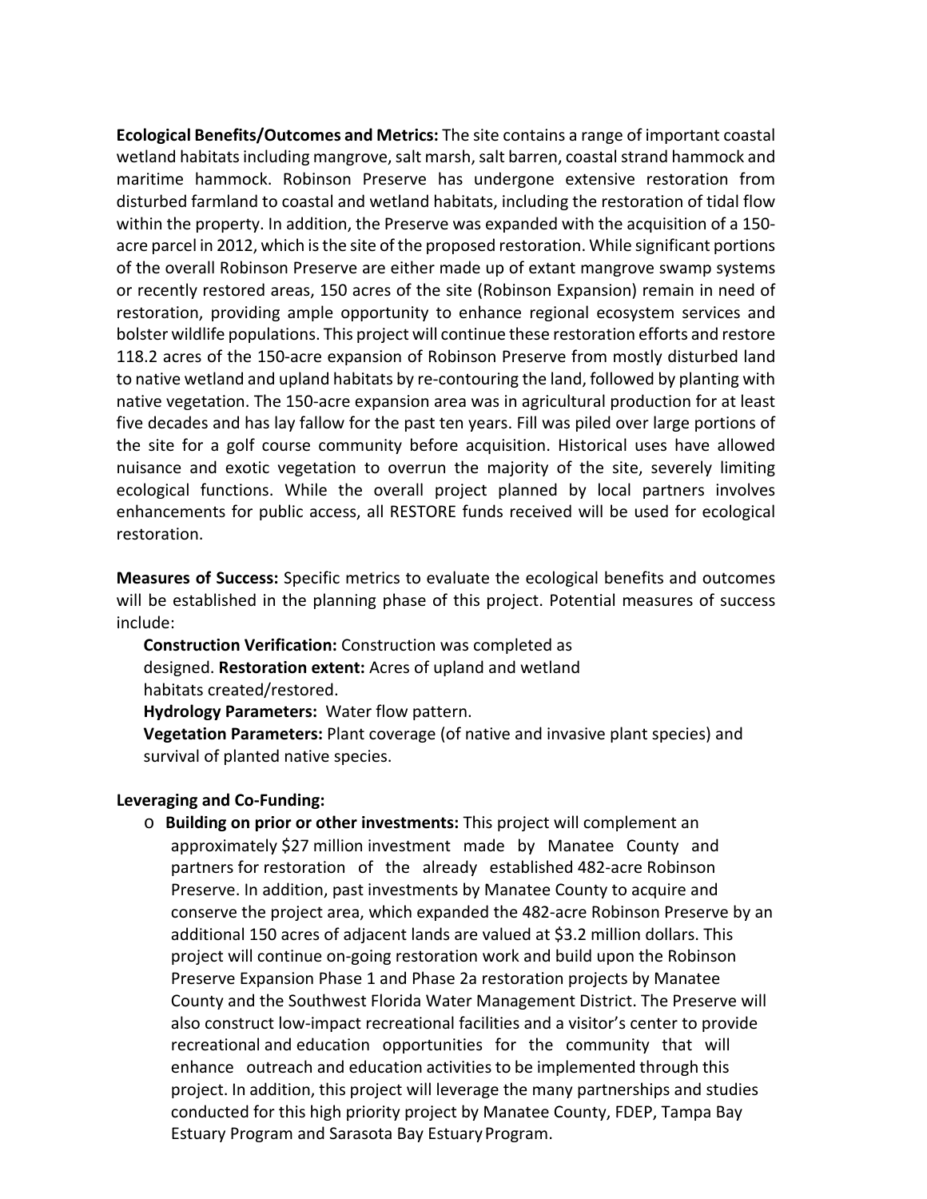**Ecological Benefits/Outcomes and Metrics:** The site contains a range of important coastal wetland habitats including mangrove, salt marsh, salt barren, coastal strand hammock and maritime hammock. Robinson Preserve has undergone extensive restoration from disturbed farmland to coastal and wetland habitats, including the restoration of tidal flow within the property. In addition, the Preserve was expanded with the acquisition of a 150-acre parcel in 2012, which is the site of the proposed restoration. While significant portions of the overall Robinson Preserve are either made up of extant mangrove swamp systems or recently restored areas, 150 acres of the site (Robinson Expansion) remain in need of restoration, providing ample opportunity to enhance regional ecosystem services and bolster wildlife populations. This project will continue these restoration efforts and restore 118.2 acres of the 150-acre expansion of Robinson Preserve from mostly disturbed land to native wetland and upland habitats by re-contouring the land, followed by planting with native vegetation. The 150-acre expansion area was in agricultural production for at least five decades and has lay fallow for the past ten years. Fill was piled over large portions of the site for a golf course community before acquisition. Historical uses have allowed nuisance and exotic vegetation to overrun the majority of the site, severely limiting ecological functions. While the overall project planned by local partners involves enhancements for public access, all RESTORE funds received will be used for ecological restoration.

**Measures of Success:** Specific metrics to evaluate the ecological benefits and outcomes will be established in the planning phase of this project. Potential measures of success include:

**Construction Verification:** Construction was completed as designed. **Restoration extent:** Acres of upland and wetland habitats created/restored.

**Hydrology Parameters:** Water flow pattern.

**Vegetation Parameters:** Plant coverage (of native and invasive plant species) and survival of planted native species.

**Leveraging and Co-Funding:**

- **Building on prior or other investments:** This project will complement an approximately $27 million investment made by Manatee County and partners for restoration of the already established 482-acre Robinson Preserve. In addition, past investments by Manatee County to acquire and conserve the project area, which expanded the 482-acre Robinson Preserve by an additional 150 acres of adjacent lands are valued at $3.2 million dollars. This project will continue on-going restoration work and build upon the Robinson Preserve Expansion Phase 1 and Phase 2a restoration projects by Manatee County and the Southwest Florida Water Management District. The Preserve will also construct low-impact recreational facilities and a visitor's center to provide recreational and education opportunities for the community that will enhance outreach and education activities to be implemented through this project. In addition, this project will leverage the many partnerships and studies conducted for this high priority project by Manatee County, FDEP, Tampa Bay Estuary Program and Sarasota Bay Estuary Program.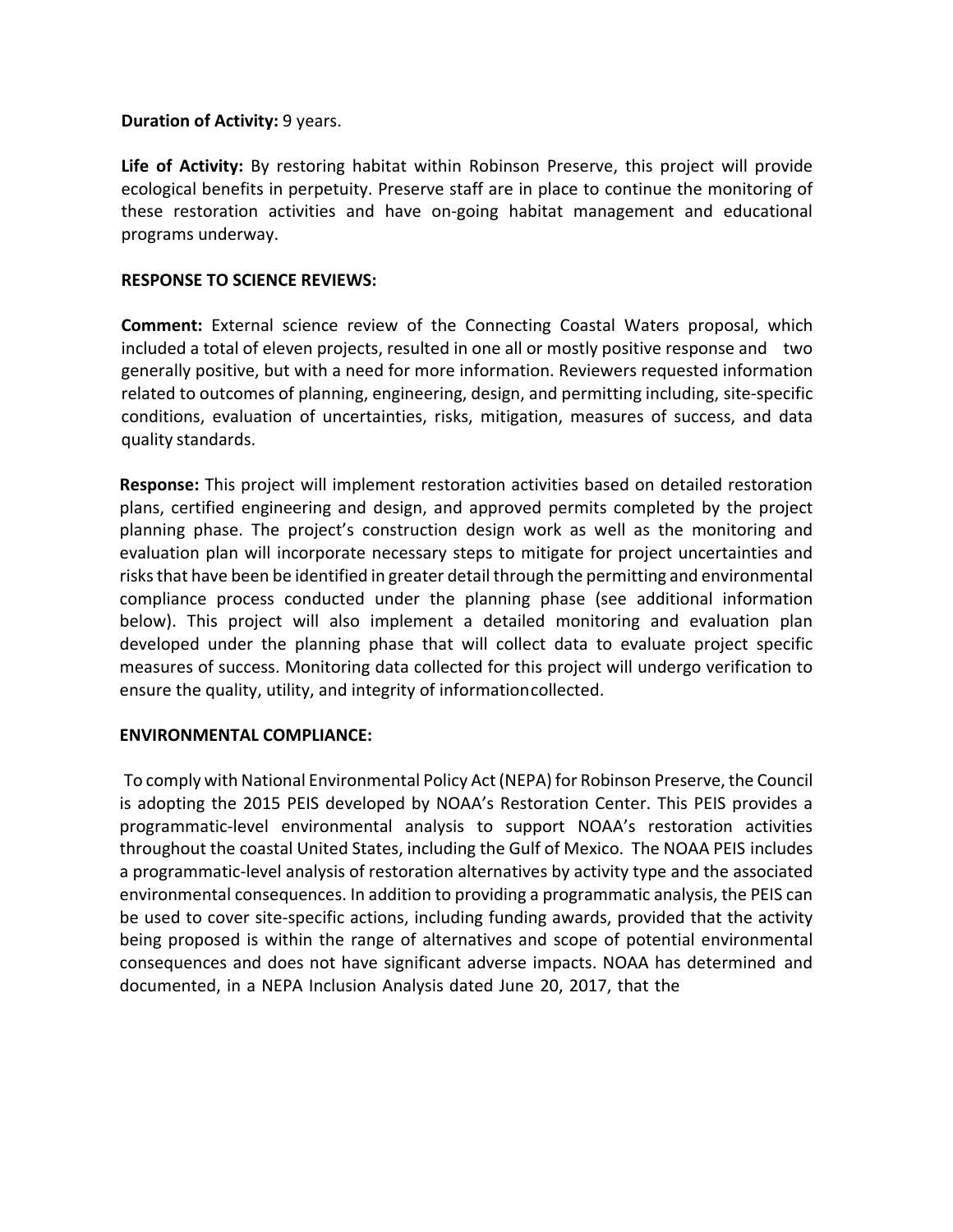**Duration of Activity:** 9 years.

**Life of Activity:** By restoring habitat within Robinson Preserve, this project will provide ecological benefits in perpetuity. Preserve staff are in place to continue the monitoring of these restoration activities and have on-going habitat management and educational programs underway.

**RESPONSE TO SCIENCE REVIEWS:**

**Comment:** External science review of the Connecting Coastal Waters proposal, which included a total of eleven projects, resulted in one all or mostly positive response and two generally positive, but with a need for more information. Reviewers requested information related to outcomes of planning, engineering, design, and permitting including, site-specific conditions, evaluation of uncertainties, risks, mitigation, measures of success, and data quality standards.

**Response:** This project will implement restoration activities based on detailed restoration plans, certified engineering and design, and approved permits completed by the project planning phase. The project's construction design work as well as the monitoring and evaluation plan will incorporate necessary steps to mitigate for project uncertainties and risks that have been be identified in greater detail through the permitting and environmental compliance process conducted under the planning phase (see additional information below). This project will also implement a detailed monitoring and evaluation plan developed under the planning phase that will collect data to evaluate project specific measures of success. Monitoring data collected for this project will undergo verification to ensure the quality, utility, and integrity of informationcollected.

**ENVIRONMENTAL COMPLIANCE:**

To comply with National Environmental Policy Act (NEPA) for Robinson Preserve, the Council is adopting the 2015 PEIS developed by NOAA's Restoration Center. This PEIS provides a programmatic-level environmental analysis to support NOAA's restoration activities throughout the coastal United States, including the Gulf of Mexico. The NOAA PEIS includes a programmatic-level analysis of restoration alternatives by activity type and the associated environmental consequences. In addition to providing a programmatic analysis, the PEIS can be used to cover site-specific actions, including funding awards, provided that the activity being proposed is within the range of alternatives and scope of potential environmental consequences and does not have significant adverse impacts. NOAA has determined and documented, in a NEPA Inclusion Analysis dated June 20, 2017, that the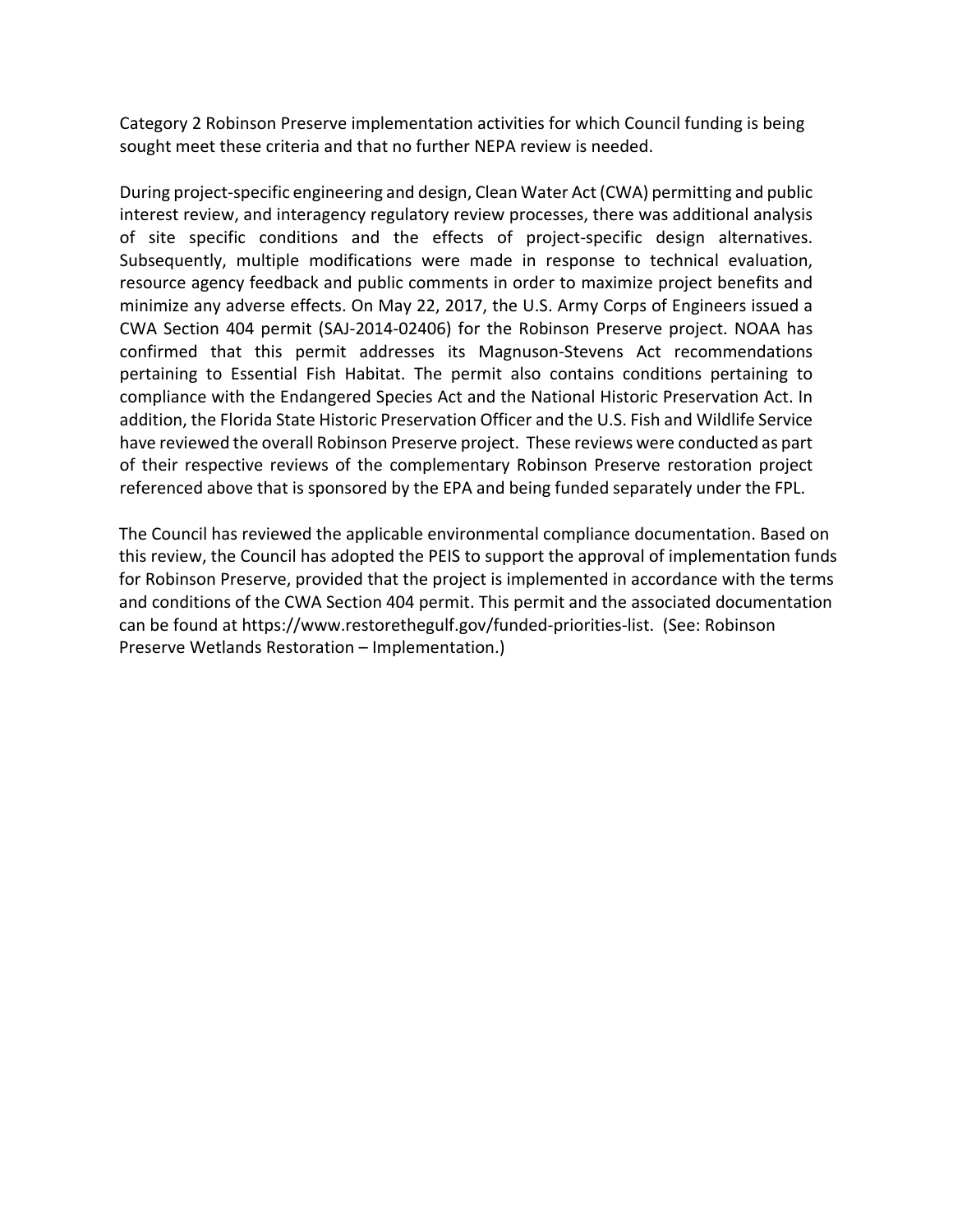Category 2 Robinson Preserve implementation activities for which Council funding is being sought meet these criteria and that no further NEPA review is needed.

During project-specific engineering and design, Clean Water Act (CWA) permitting and public interest review, and interagency regulatory review processes, there was additional analysis of site specific conditions and the effects of project-specific design alternatives. Subsequently, multiple modifications were made in response to technical evaluation, resource agency feedback and public comments in order to maximize project benefits and minimize any adverse effects. On May 22, 2017, the U.S. Army Corps of Engineers issued a CWA Section 404 permit (SAJ-2014-02406) for the Robinson Preserve project. NOAA has confirmed that this permit addresses its Magnuson-Stevens Act recommendations pertaining to Essential Fish Habitat. The permit also contains conditions pertaining to compliance with the Endangered Species Act and the National Historic Preservation Act. In addition, the Florida State Historic Preservation Officer and the U.S. Fish and Wildlife Service have reviewed the overall Robinson Preserve project. These reviews were conducted as part of their respective reviews of the complementary Robinson Preserve restoration project referenced above that is sponsored by the EPA and being funded separately under the FPL.

The Council has reviewed the applicable environmental compliance documentation. Based on this review, the Council has adopted the PEIS to support the approval of implementation funds for Robinson Preserve, provided that the project is implemented in accordance with the terms and conditions of the CWA Section 404 permit. This permit and the associated documentation can be found at https://www.restorethegulf.gov/funded-priorities-list. (See: Robinson Preserve Wetlands Restoration – Implementation.)